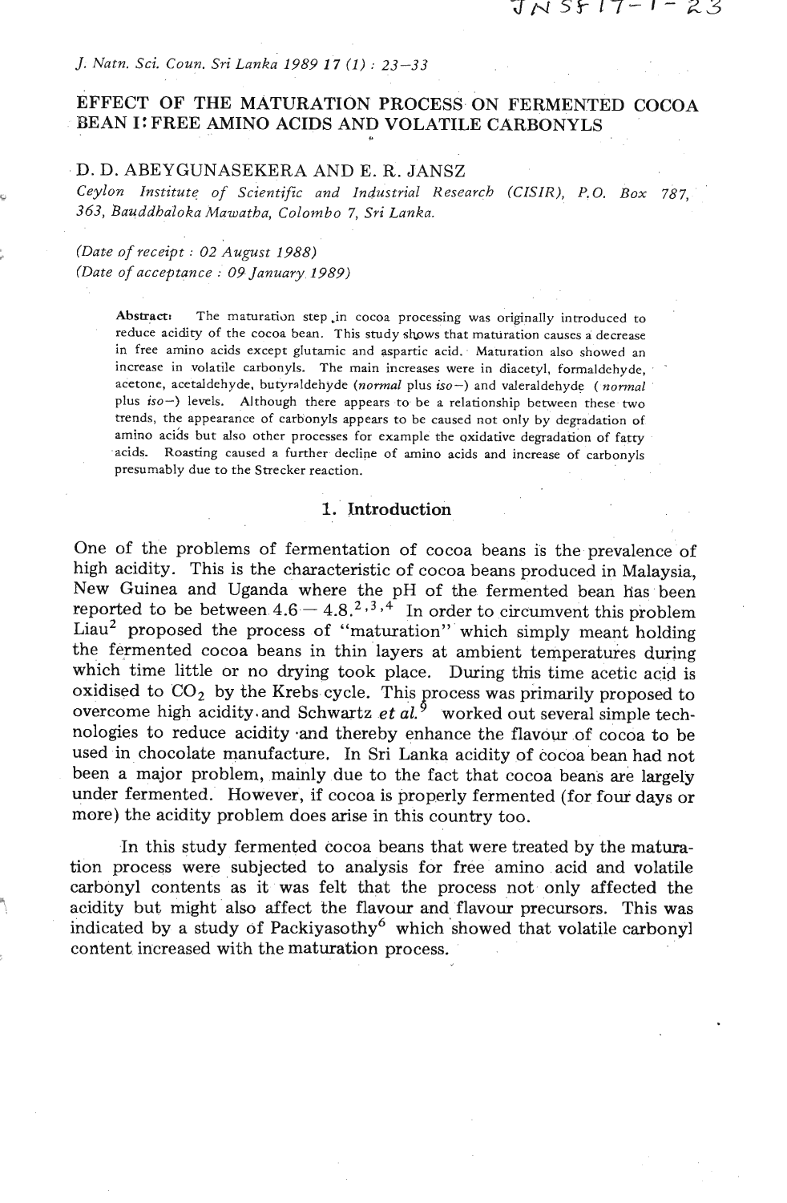# EFFECT OF THE MATURATION PROCESS ON FERMENTED COCOA BEAN I: FREE AMINO ACIDS AND VOLATILE CARBONYLS

D. D. ABEYGUNASEKERA AND E. R. JANSZ

*Ceylon Institute of Scientific and Industrial Research (CISIR), P.O. Box 787, 363, Bauddhaloka Mawatha, Colombo 7, Sri Lanka.*

*(Date of receipt : 02 August 1988)*
*(Date of acceptance : 09 January 1989)*

**Abstract:** The maturation step in cocoa processing was originally introduced to reduce acidity of the cocoa bean. This study shows that maturation causes a decrease in free amino acids except glutamic and aspartic acid. Maturation also showed an increase in volatile carbonyls. The main increases were in diacetyl, formaldehyde, acetone, acetaldehyde, butyraldehyde (*normal* plus *iso*–) and valeraldehyde (*normal* plus *iso*–) levels. Although there appears to be a relationship between these two trends, the appearance of carbonyls appears to be caused not only by degradation of amino acids but also other processes for example the oxidative degradation of fatty acids. Roasting caused a further decline of amino acids and increase of carbonyls presumably due to the Strecker reaction.

## 1. Introduction

One of the problems of fermentation of cocoa beans is the prevalence of high acidity. This is the characteristic of cocoa beans produced in Malaysia, New Guinea and Uganda where the pH of the fermented bean has been reported to be between 4.6 – 4.8.[2,3,4] In order to circumvent this problem Liau[2] proposed the process of "maturation" which simply meant holding the fermented cocoa beans in thin layers at ambient temperatures during which time little or no drying took place. During this time acetic acid is oxidised to $CO_2$ by the Krebs cycle. This process was primarily proposed to overcome high acidity and Schwartz *et al.*[9] worked out several simple technologies to reduce acidity and thereby enhance the flavour of cocoa to be used in chocolate manufacture. In Sri Lanka acidity of cocoa bean had not been a major problem, mainly due to the fact that cocoa beans are largely under fermented. However, if cocoa is properly fermented (for four days or more) the acidity problem does arise in this country too.

In this study fermented cocoa beans that were treated by the maturation process were subjected to analysis for free amino acid and volatile carbonyl contents as it was felt that the process not only affected the acidity but might also affect the flavour and flavour precursors. This was indicated by a study of Packiyasothy[6] which showed that volatile carbonyl content increased with the maturation process.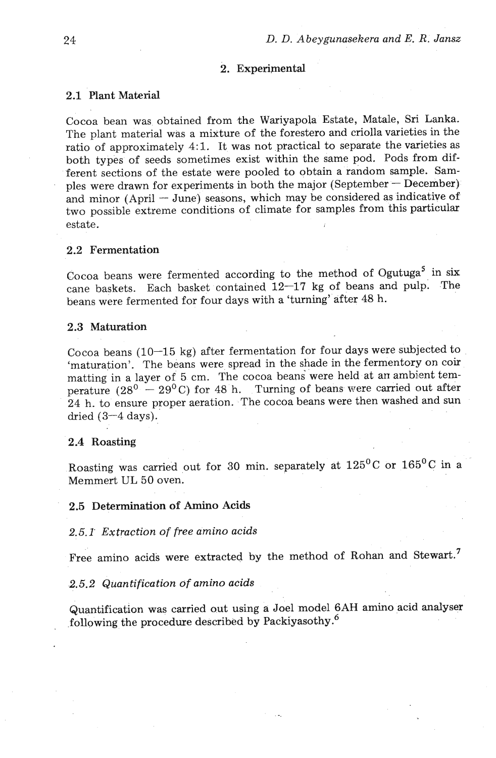## 2. Experimental

### 2.1 Plant Material

Cocoa bean was obtained from the Wariyapola Estate, Matale, Sri Lanka. The plant material was a mixture of the forestero and criolla varieties in the ratio of approximately 4:1. It was not practical to separate the varieties as both types of seeds sometimes exist within the same pod. Pods from different sections of the estate were pooled to obtain a random sample. Samples were drawn for experiments in both the major (September – December) and minor (April – June) seasons, which may be considered as indicative of two possible extreme conditions of climate for samples from this particular estate.

### 2.2 Fermentation

Cocoa beans were fermented according to the method of Ogutuga[5] in six cane baskets. Each basket contained 12–17 kg of beans and pulp. The beans were fermented for four days with a 'turning' after 48 h.

### 2.3 Maturation

Cocoa beans (10–15 kg) after fermentation for four days were subjected to 'maturation'. The beans were spread in the shade in the fermentory on coir matting in a layer of 5 cm. The cocoa beans were held at an ambient temperature ($28^0$ – $29^0$C) for 48 h. Turning of beans were carried out after 24 h. to ensure proper aeration. The cocoa beans were then washed and sun dried (3–4 days).

### 2.4 Roasting

Roasting was carried out for 30 min. separately at $125^0$C or $165^0$C in a Memmert UL 50 oven.

### 2.5 Determination of Amino Acids

#### *2.5.1 Extraction of free amino acids*

Free amino acids were extracted by the method of Rohan and Stewart.[7]

#### *2.5.2 Quantification of amino acids*

Quantification was carried out using a Joel model 6AH amino acid analyser following the procedure described by Packiyasothy.[6]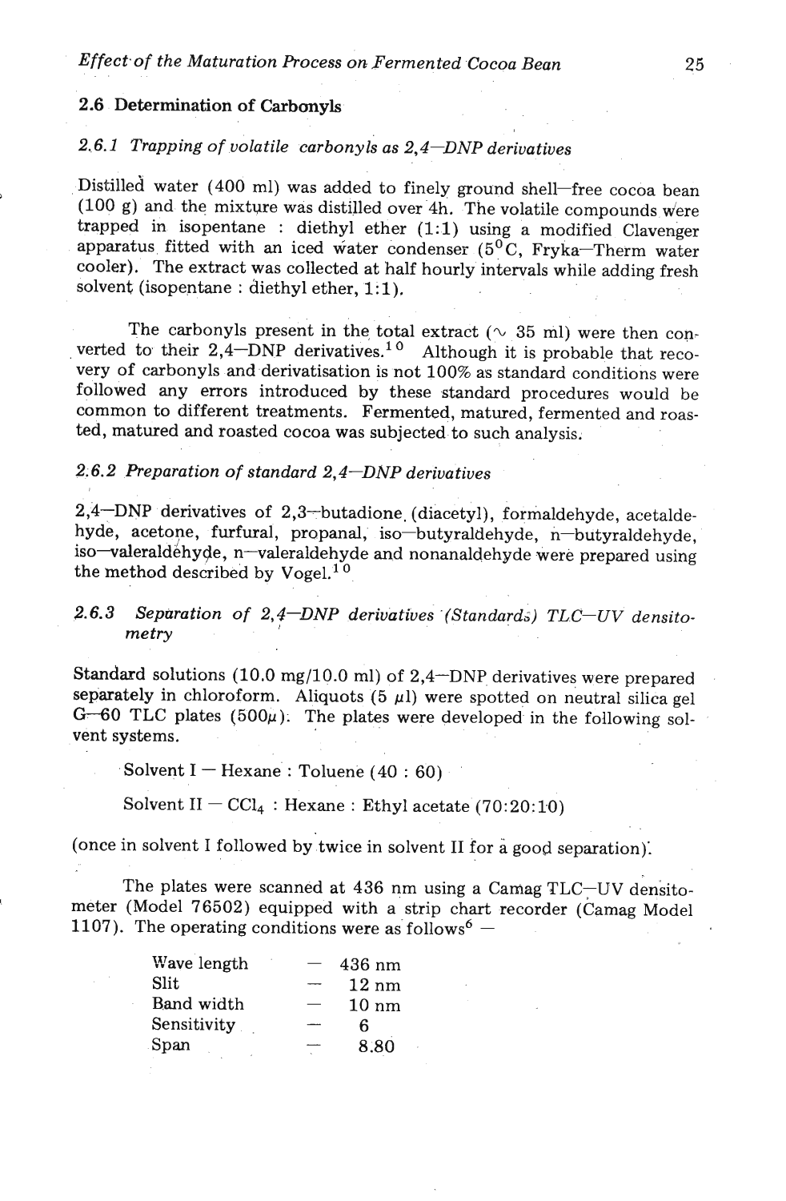## 2.6 Determination of Carbonyls

### *2.6.1 Trapping of volatile carbonyls as 2,4–DNP derivatives*

Distilled water (400 ml) was added to finely ground shell–free cocoa bean (100 g) and the mixture was distilled over 4h. The volatile compounds were trapped in isopentane : diethyl ether (1:1) using a modified Clavenger apparatus fitted with an iced water condenser (5°C, Fryka–Therm water cooler). The extract was collected at half hourly intervals while adding fresh solvent (isopentane : diethyl ether, 1:1).

The carbonyls present in the total extract (~ 35 ml) were then converted to their 2,4–DNP derivatives.[10] Although it is probable that recovery of carbonyls and derivatisation is not 100% as standard conditions were followed any errors introduced by these standard procedures would be common to different treatments. Fermented, matured, fermented and roasted, matured and roasted cocoa was subjected to such analysis.

### *2.6.2 Preparation of standard 2,4–DNP derivatives*

2,4–DNP derivatives of 2,3–butadione (diacetyl), formaldehyde, acetaldehyde, acetone, furfural, propanal, iso–butyraldehyde, n–butyraldehyde, iso–valeraldehyde, n–valeraldehyde and nonanaldehyde were prepared using the method described by Vogel.[10]

### *2.6.3 Separation of 2,4–DNP derivatives (Standards) TLC–UV densitometry*

Standard solutions (10.0 mg/10.0 ml) of 2,4–DNP derivatives were prepared separately in chloroform. Aliquots (5 μl) were spotted on neutral silica gel G–60 TLC plates (500μ). The plates were developed in the following solvent systems.

Solvent I — Hexane : Toluene (40 : 60)

Solvent II — $CCl_4$ : Hexane : Ethyl acetate (70:20:10)

(once in solvent I followed by twice in solvent II for a good separation).

The plates were scanned at 436 nm using a Camag TLC–UV densitometer (Model 76502) equipped with a strip chart recorder (Camag Model 1107). The operating conditions were as follows[6] —

| | | |
|---|---|---|
| Wave length | — | 436 nm |
| Slit | — | 12 nm |
| Band width | — | 10 nm |
| Sensitivity | — | 6 |
| Span | — | 8.80 |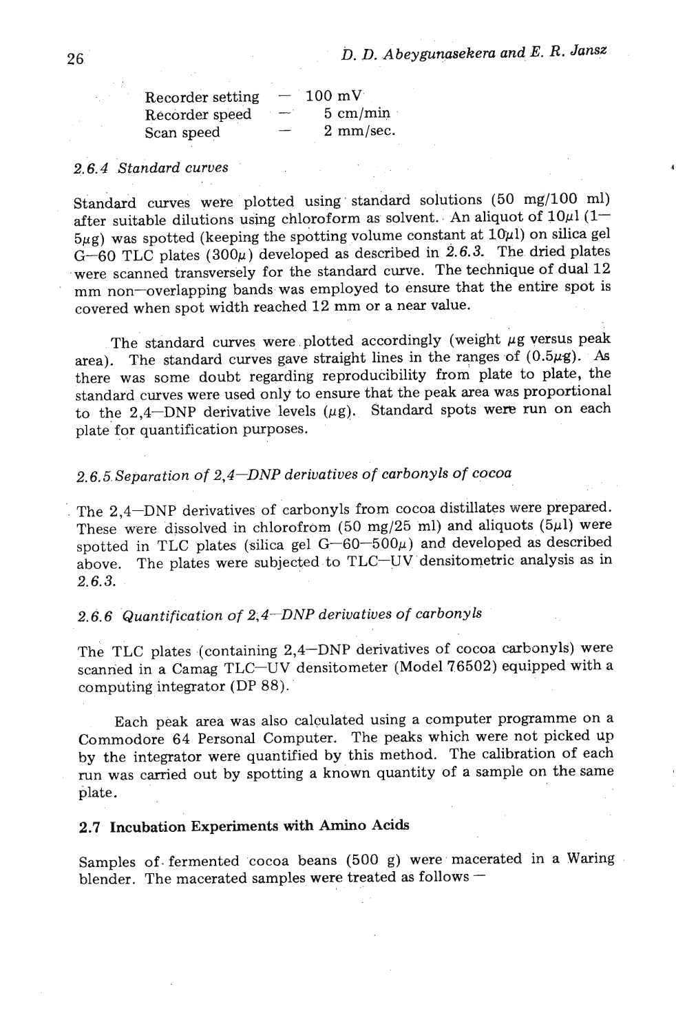| | | |
|---|---|---|
| Recorder setting | — | 100 mV |
| Recorder speed | — | 5 cm/min |
| Scan speed | — | 2 mm/sec. |

*2.6.4 Standard curves*

Standard curves were plotted using standard solutions (50 mg/100 ml) after suitable dilutions using chloroform as solvent. An aliquot of 10μl (1—5μg) was spotted (keeping the spotting volume constant at 10μl) on silica gel G—60 TLC plates (300μ) developed as described in *2.6.3*. The dried plates were scanned transversely for the standard curve. The technique of dual 12 mm non—overlapping bands was employed to ensure that the entire spot is covered when spot width reached 12 mm or a near value.

The standard curves were plotted accordingly (weight μg versus peak area). The standard curves gave straight lines in the ranges of (0.5μg). As there was some doubt regarding reproducibility from plate to plate, the standard curves were used only to ensure that the peak area was proportional to the 2,4—DNP derivative levels (μg). Standard spots were run on each plate for quantification purposes.

*2.6.5 Separation of 2,4—DNP derivatives of carbonyls of cocoa*

The 2,4—DNP derivatives of carbonyls from cocoa distillates were prepared. These were dissolved in chlorofrom (50 mg/25 ml) and aliquots (5μl) were spotted in TLC plates (silica gel G—60—500μ) and developed as described above. The plates were subjected to TLC—UV densitometric analysis as in *2.6.3*.

*2.6.6 Quantification of 2,4—DNP derivatives of carbonyls*

The TLC plates (containing 2,4—DNP derivatives of cocoa carbonyls) were scanned in a Camag TLC—UV densitometer (Model 76502) equipped with a computing integrator (DP 88).

Each peak area was also calculated using a computer programme on a Commodore 64 Personal Computer. The peaks which were not picked up by the integrator were quantified by this method. The calibration of each run was carried out by spotting a known quantity of a sample on the same plate.

**2.7 Incubation Experiments with Amino Acids**

Samples of fermented cocoa beans (500 g) were macerated in a Waring blender. The macerated samples were treated as follows —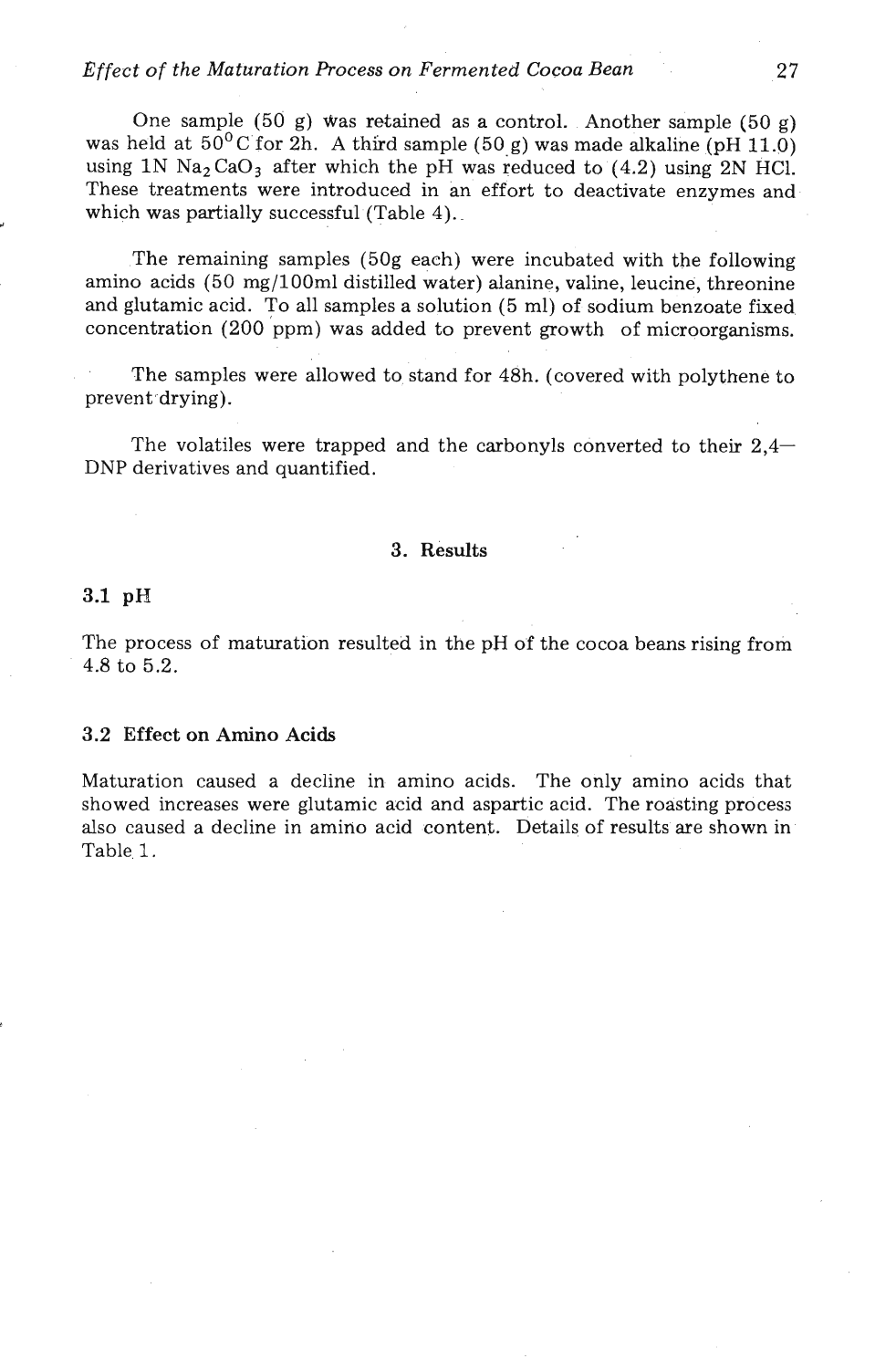One sample (50 g) was retained as a control. Another sample (50 g) was held at $50^0$C for 2h. A third sample (50 g) was made alkaline (pH 11.0) using 1N $Na_2CaO_3$ after which the pH was reduced to (4.2) using 2N HCl. These treatments were introduced in an effort to deactivate enzymes and which was partially successful (Table 4).

The remaining samples (50g each) were incubated with the following amino acids (50 mg/100ml distilled water) alanine, valine, leucine, threonine and glutamic acid. To all samples a solution (5 ml) of sodium benzoate fixed concentration (200 ppm) was added to prevent growth of microorganisms.

The samples were allowed to stand for 48h. (covered with polythene to prevent drying).

The volatiles were trapped and the carbonyls converted to their 2,4–DNP derivatives and quantified.

## 3. Results

### 3.1 pH

The process of maturation resulted in the pH of the cocoa beans rising from 4.8 to 5.2.

### 3.2 Effect on Amino Acids

Maturation caused a decline in amino acids. The only amino acids that showed increases were glutamic acid and aspartic acid. The roasting process also caused a decline in amino acid content. Details of results are shown in Table 1.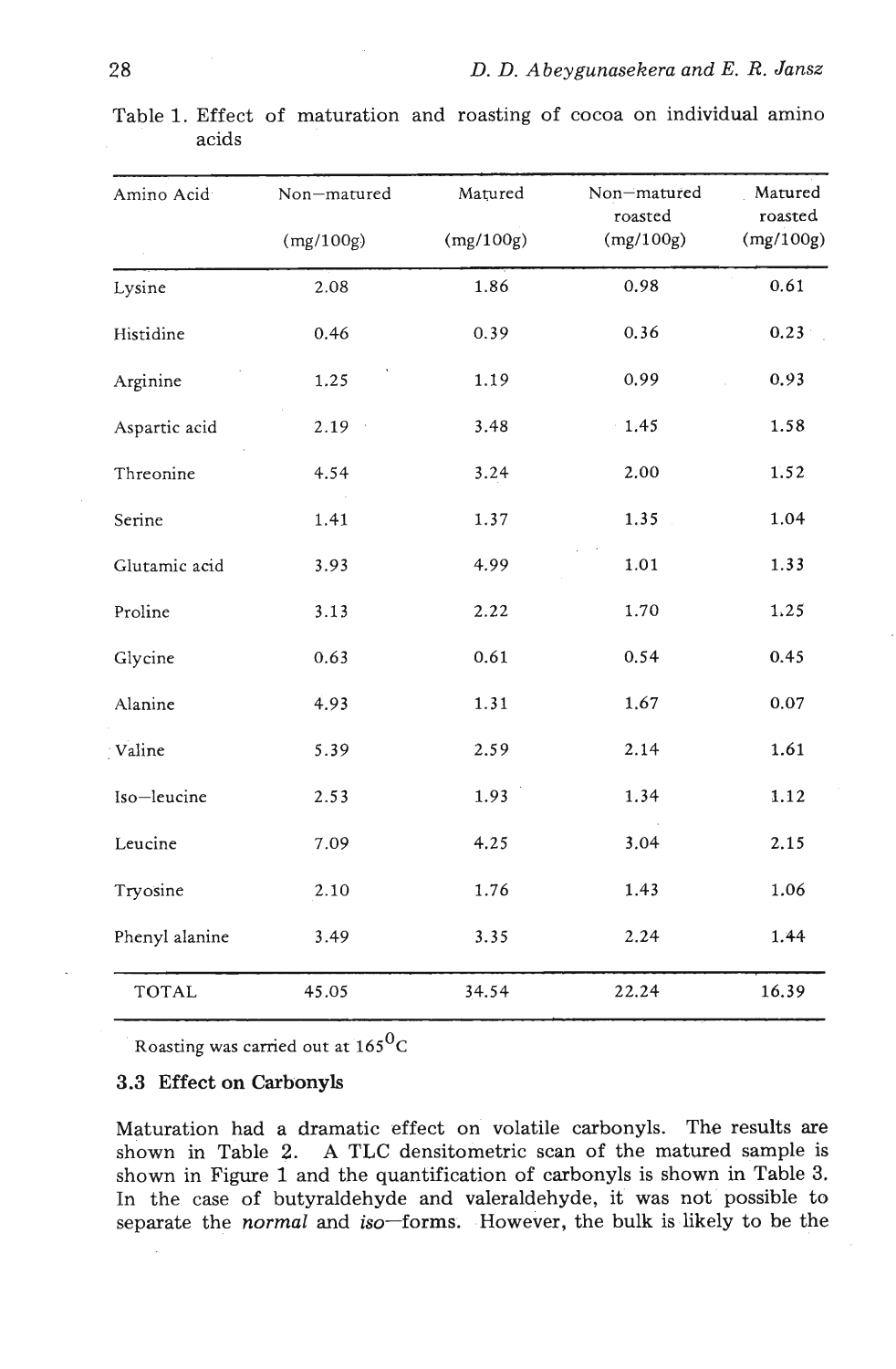Table 1. Effect of maturation and roasting of cocoa on individual amino acids

| Amino Acid | Non-matured (mg/100g) | Matured (mg/100g) | Non-matured roasted (mg/100g) | Matured roasted (mg/100g) |
|---|---|---|---|---|
| Lysine | 2.08 | 1.86 | 0.98 | 0.61 |
| Histidine | 0.46 | 0.39 | 0.36 | 0.23 |
| Arginine | 1.25 | 1.19 | 0.99 | 0.93 |
| Aspartic acid | 2.19 | 3.48 | 1.45 | 1.58 |
| Threonine | 4.54 | 3.24 | 2.00 | 1.52 |
| Serine | 1.41 | 1.37 | 1.35 | 1.04 |
| Glutamic acid | 3.93 | 4.99 | 1.01 | 1.33 |
| Proline | 3.13 | 2.22 | 1.70 | 1.25 |
| Glycine | 0.63 | 0.61 | 0.54 | 0.45 |
| Alanine | 4.93 | 1.31 | 1.67 | 0.07 |
| Valine | 5.39 | 2.59 | 2.14 | 1.61 |
| Iso-leucine | 2.53 | 1.93 | 1.34 | 1.12 |
| Leucine | 7.09 | 4.25 | 3.04 | 2.15 |
| Tryosine | 2.10 | 1.76 | 1.43 | 1.06 |
| Phenyl alanine | 3.49 | 3.35 | 2.24 | 1.44 |
| TOTAL | 45.05 | 34.54 | 22.24 | 16.39 |

Roasting was carried out at 165$^{0}$C

### 3.3 Effect on Carbonyls

Maturation had a dramatic effect on volatile carbonyls. The results are shown in Table 2. A TLC densitometric scan of the matured sample is shown in Figure 1 and the quantification of carbonyls is shown in Table 3. In the case of butyraldehyde and valeraldehyde, it was not possible to separate the *normal* and *iso*-forms. However, the bulk is likely to be the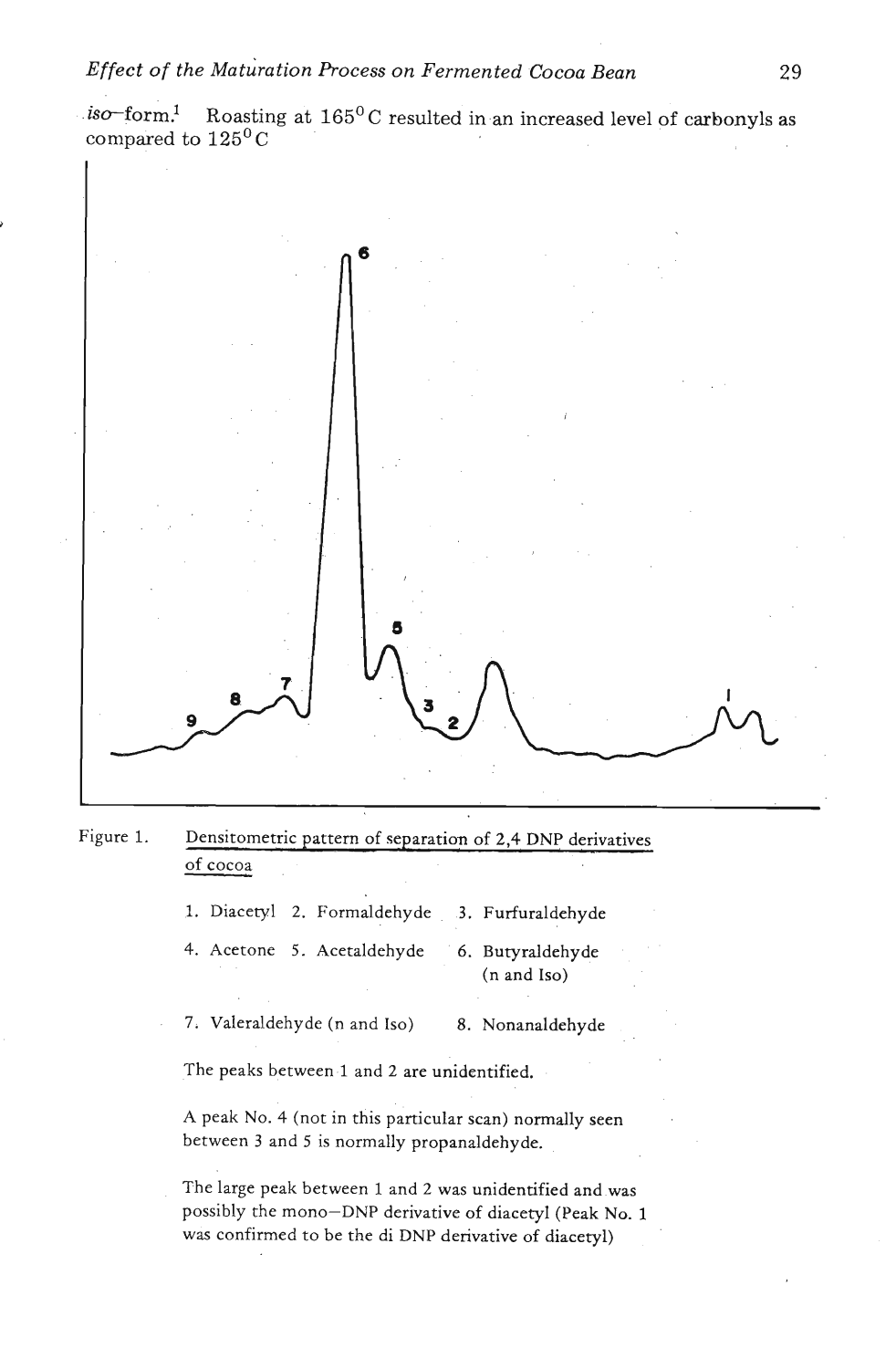*iso*–form.[1] Roasting at 165°C resulted in an increased level of carbonyls as compared to 125°C

Figure 1. Densitometric pattern of separation of 2,4 DNP derivatives of cocoa

1. Diacetyl 2. Formaldehyde 3. Furfuraldehyde

4. Acetone 5. Acetaldehyde 6. Butyraldehyde (n and Iso)

7. Valeraldehyde (n and Iso) 8. Nonanaldehyde

The peaks between 1 and 2 are unidentified.

A peak No. 4 (not in this particular scan) normally seen between 3 and 5 is normally propanaldehyde.

The large peak between 1 and 2 was unidentified and was possibly the mono–DNP derivative of diacetyl (Peak No. 1 was confirmed to be the di DNP derivative of diacetyl)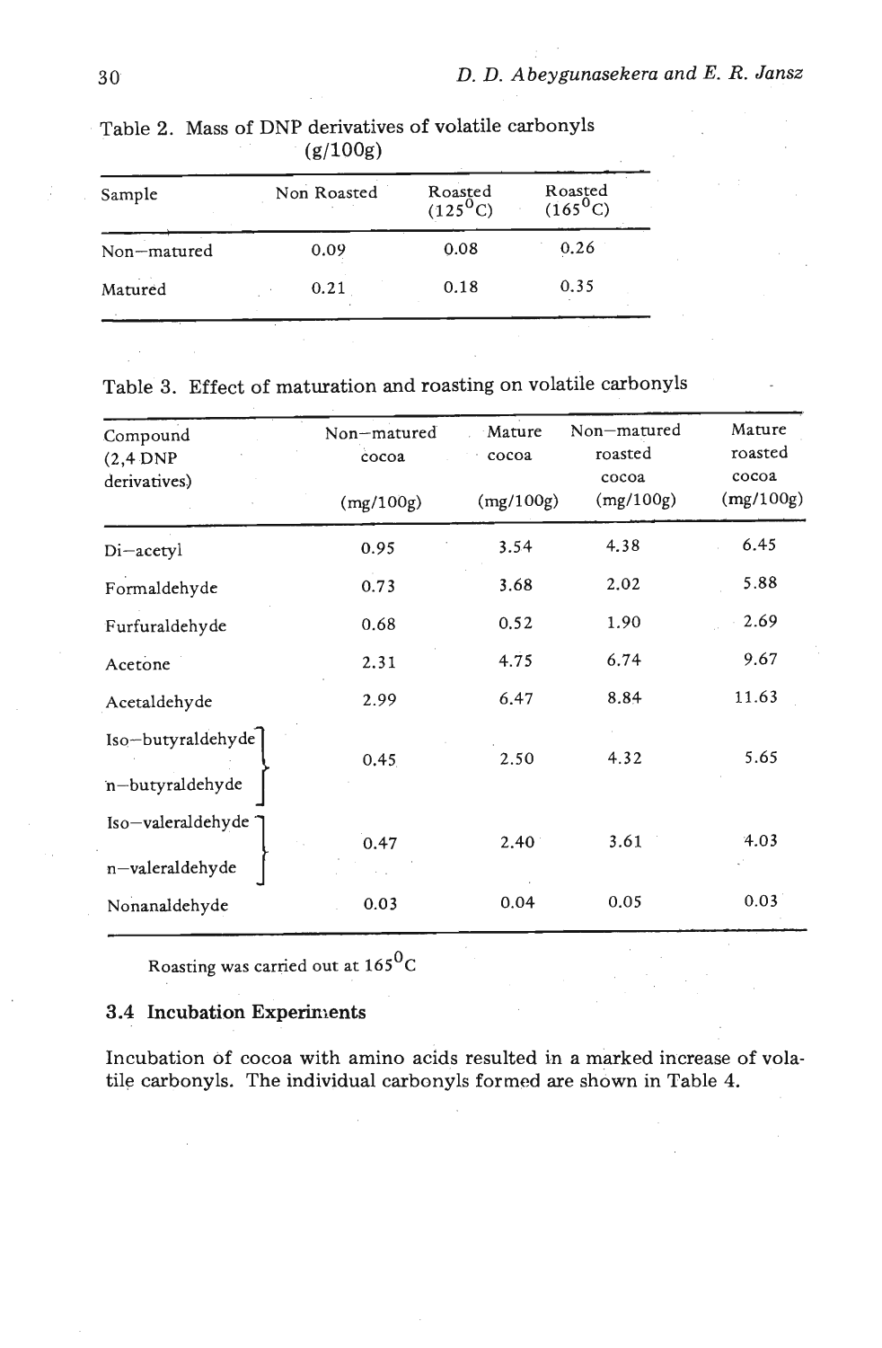Table 2. Mass of DNP derivatives of volatile carbonyls (g/100g)

| Sample | Non Roasted | Roasted (125°C) | Roasted (165°C) |
|---|---|---|---|
| Non–matured | 0.09 | 0.08 | 0.26 |
| Matured | 0.21 | 0.18 | 0.35 |

Table 3. Effect of maturation and roasting on volatile carbonyls

| Compound (2,4 DNP derivatives) | Non–matured cocoa (mg/100g) | Mature cocoa (mg/100g) | Non–matured roasted cocoa (mg/100g) | Mature roasted cocoa (mg/100g) |
|---|---|---|---|---|
| Di–acetyl | 0.95 | 3.54 | 4.38 | 6.45 |
| Formaldehyde | 0.73 | 3.68 | 2.02 | 5.88 |
| Furfuraldehyde | 0.68 | 0.52 | 1.90 | 2.69 |
| Acetone | 2.31 | 4.75 | 6.74 | 9.67 |
| Acetaldehyde | 2.99 | 6.47 | 8.84 | 11.63 |
| Iso–butyraldehyde, n–butyraldehyde | 0.45 | 2.50 | 4.32 | 5.65 |
| Iso–valeraldehyde, n–valeraldehyde | 0.47 | 2.40 | 3.61 | 4.03 |
| Nonanaldehyde | 0.03 | 0.04 | 0.05 | 0.03 |

Roasting was carried out at 165°C

### 3.4 Incubation Experiments

Incubation of cocoa with amino acids resulted in a marked increase of volatile carbonyls. The individual carbonyls formed are shown in Table 4.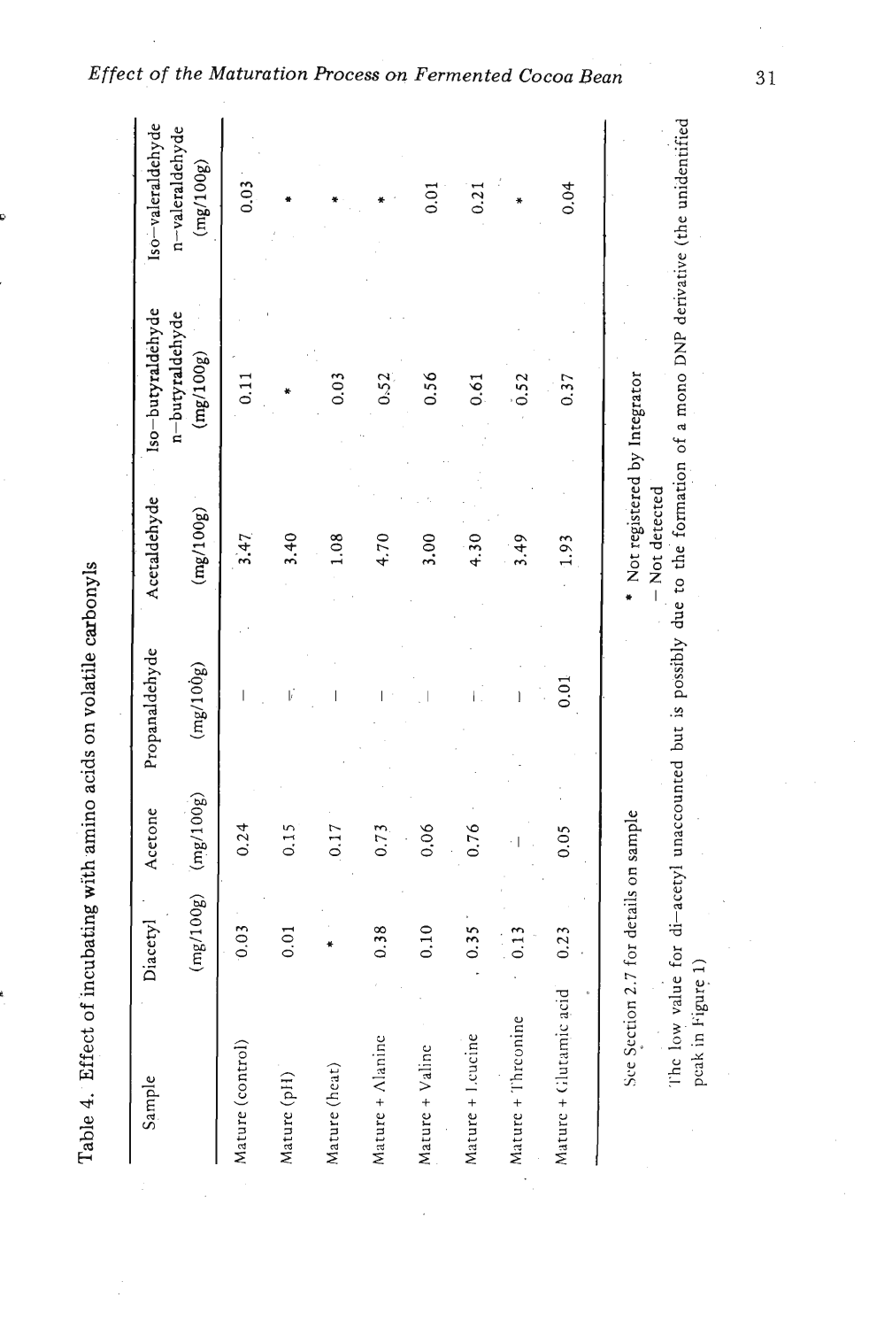Table 4. Effect of incubating with amino acids on volatile carbonyls

| Sample | Diacetyl (mg/100g) | Acetone (mg/100g) | Propanaldehyde (mg/100g) | Acetaldehyde (mg/100g) | Iso–butyraldehyde n–butyraldehyde (mg/100g) | Iso–valeraldehyde n–valeraldehyde (mg/100g) |
|---|---|---|---|---|---|---|
| Mature (control) | 0.03 | 0.24 | – | 3.47 | 0.11 | 0.03 |
| Mature (pH) | 0.01 | 0.15 | – | 3.40 | * | * |
| Mature (heat) | * | 0.17 | – | 1.08 | 0.03 | * |
| Mature + Alanine | 0.38 | 0.73 | – | 4.70 | 0.52 | * |
| Mature + Valine | 0.10 | 0.06 | – | 3.00 | 0.56 | 0.01 |
| Mature + Leucine | 0.35 | 0.76 | – | 4.30 | 0.61 | 0.21 |
| Mature + Threonine | 0.13 | – | – | 3.49 | 0.52 | * |
| Mature + Glutamic acid | 0.23 | 0.05 | 0.01 | 1.93 | 0.37 | 0.04 |

See Section 2.7 for details on sample

\* Not registered by Integrator

– Not detected

The low value for di–acetyl unaccounted but is possibly due to the formation of a mono DNP derivative (the unidentified peak in Figure 1)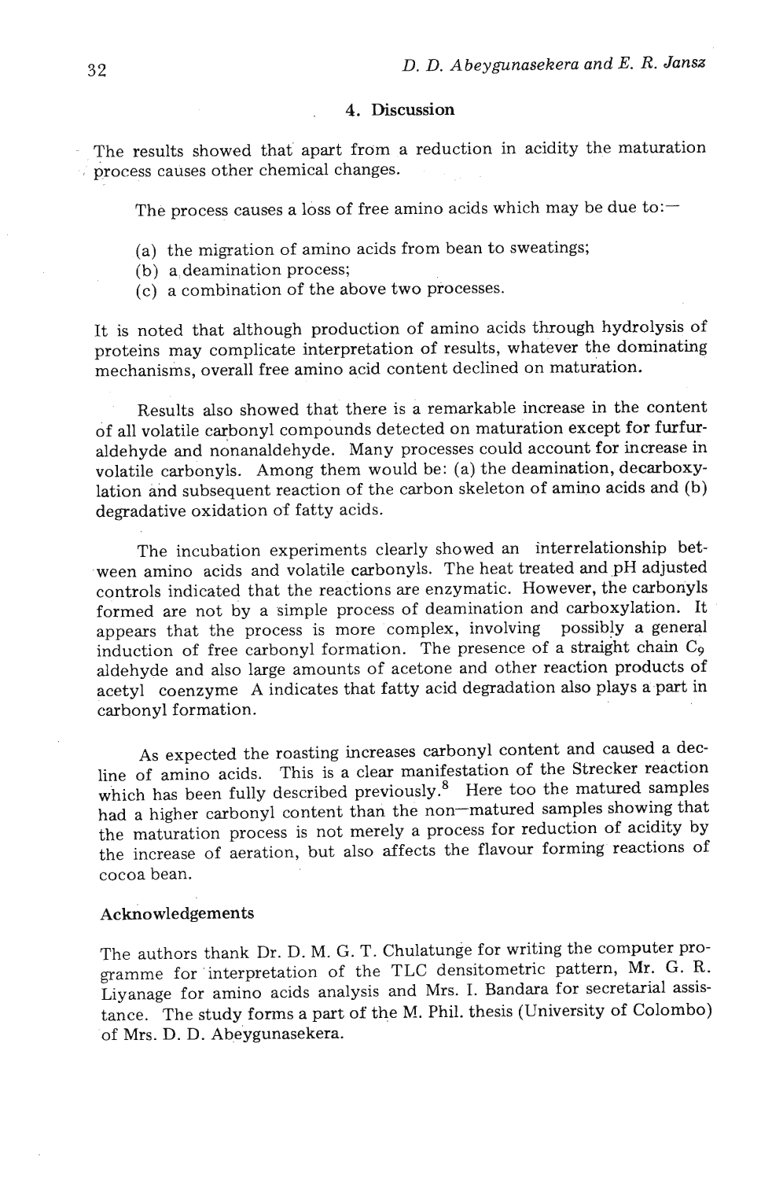## 4. Discussion

The results showed that apart from a reduction in acidity the maturation process causes other chemical changes.

The process causes a loss of free amino acids which may be due to:—

(a) the migration of amino acids from bean to sweatings;
(b) a deamination process;
(c) a combination of the above two processes.

It is noted that although production of amino acids through hydrolysis of proteins may complicate interpretation of results, whatever the dominating mechanisms, overall free amino acid content declined on maturation.

Results also showed that there is a remarkable increase in the content of all volatile carbonyl compounds detected on maturation except for furfuraldehyde and nonanaldehyde. Many processes could account for increase in volatile carbonyls. Among them would be: (a) the deamination, decarboxylation and subsequent reaction of the carbon skeleton of amino acids and (b) degradative oxidation of fatty acids.

The incubation experiments clearly showed an interrelationship between amino acids and volatile carbonyls. The heat treated and pH adjusted controls indicated that the reactions are enzymatic. However, the carbonyls formed are not by a simple process of deamination and carboxylation. It appears that the process is more complex, involving possibly a general induction of free carbonyl formation. The presence of a straight chain $C_9$ aldehyde and also large amounts of acetone and other reaction products of acetyl coenzyme A indicates that fatty acid degradation also plays a part in carbonyl formation.

As expected the roasting increases carbonyl content and caused a decline of amino acids. This is a clear manifestation of the Strecker reaction which has been fully described previously.[8] Here too the matured samples had a higher carbonyl content than the non—matured samples showing that the maturation process is not merely a process for reduction of acidity by the increase of aeration, but also affects the flavour forming reactions of cocoa bean.

### Acknowledgements

The authors thank Dr. D. M. G. T. Chulatunge for writing the computer programme for interpretation of the TLC densitometric pattern, Mr. G. R. Liyanage for amino acids analysis and Mrs. I. Bandara for secretarial assistance. The study forms a part of the M. Phil. thesis (University of Colombo) of Mrs. D. D. Abeygunasekera.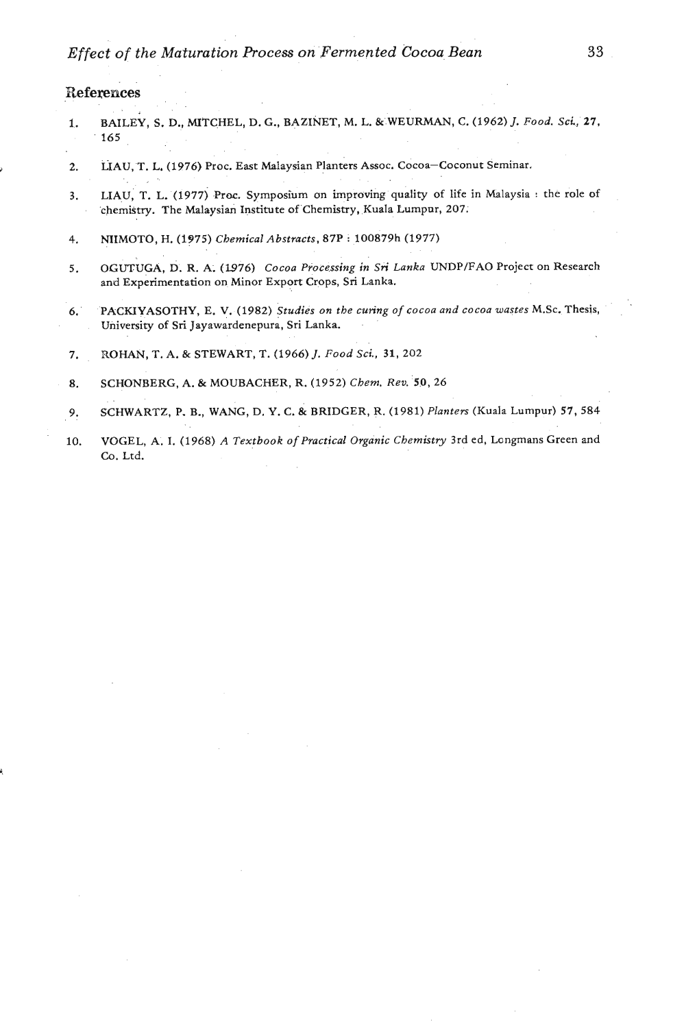## References

1. BAILEY, S. D., MITCHEL, D. G., BAZINET, M. L. & WEURMAN, C. (1962) *J. Food. Sci.*, **27**, 165
2. LIAU, T. L. (1976) Proc. East Malaysian Planters Assoc. Cocoa–Coconut Seminar.
3. LIAU, T. L. (1977) Proc. Symposium on improving quality of life in Malaysia : the role of chemistry. The Malaysian Institute of Chemistry, Kuala Lumpur, 207.
4. NIIMOTO, H. (1975) *Chemical Abstracts*, 87P : 100879h (1977)
5. OGUTUGA, D. R. A. (1976) *Cocoa Processing in Sri Lanka* UNDP/FAO Project on Research and Experimentation on Minor Export Crops, Sri Lanka.
6. PACKIYASOTHY, E. V. (1982) *Studies on the curing of cocoa and cocoa wastes* M.Sc. Thesis, University of Sri Jayawardenepura, Sri Lanka.
7. ROHAN, T. A. & STEWART, T. (1966) *J. Food Sci.*, **31**, 202
8. SCHONBERG, A. & MOUBACHER, R. (1952) *Chem. Rev.* **50**, 26
9. SCHWARTZ, P. B., WANG, D. Y. C. & BRIDGER, R. (1981) *Planters* (Kuala Lumpur) **57**, 584
10. VOGEL, A. I. (1968) *A Textbook of Practical Organic Chemistry* 3rd ed, Longmans Green and Co. Ltd.